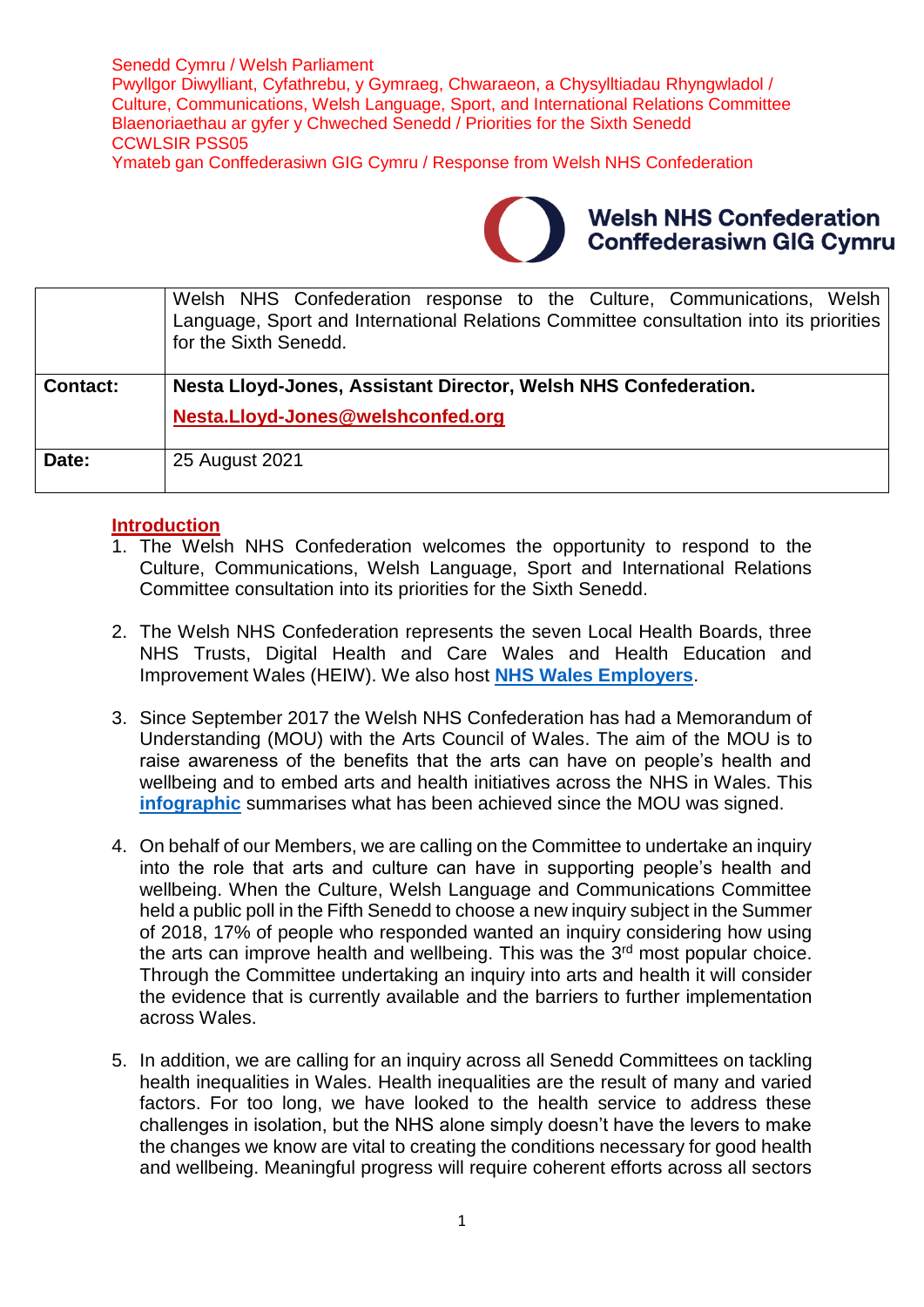Senedd Cymru / Welsh Parliament
Pwyllgor Diwylliant, Cyfathrebu, y Gymraeg, Chwaraeon, a Chysylltiadau Rhyngwladol / Culture, Communications, Welsh Language, Sport, and International Relations Committee
Blaenoriaethau ar gyfer y Chweched Senedd / Priorities for the Sixth Senedd
CCWLSIR PSS05
Ymateb gan Conffederasiwn GIG Cymru / Response from Welsh NHS Confederation

**Welsh NHS Confederation**
**Conffederasiwn GIG Cymru**

| | Welsh NHS Confederation response to the Culture, Communications, Welsh Language, Sport and International Relations Committee consultation into its priorities for the Sixth Senedd. |
|---|---|
| **Contact:** | **Nesta Lloyd-Jones, Assistant Director, Welsh NHS Confederation.** **Nesta.Lloyd-Jones@welshconfed.org** |
| **Date:** | 25 August 2021 |

## Introduction

1. The Welsh NHS Confederation welcomes the opportunity to respond to the Culture, Communications, Welsh Language, Sport and International Relations Committee consultation into its priorities for the Sixth Senedd.

2. The Welsh NHS Confederation represents the seven Local Health Boards, three NHS Trusts, Digital Health and Care Wales and Health Education and Improvement Wales (HEIW). We also host **NHS Wales Employers**.

3. Since September 2017 the Welsh NHS Confederation has had a Memorandum of Understanding (MOU) with the Arts Council of Wales. The aim of the MOU is to raise awareness of the benefits that the arts can have on people's health and wellbeing and to embed arts and health initiatives across the NHS in Wales. This **infographic** summarises what has been achieved since the MOU was signed.

4. On behalf of our Members, we are calling on the Committee to undertake an inquiry into the role that arts and culture can have in supporting people's health and wellbeing. When the Culture, Welsh Language and Communications Committee held a public poll in the Fifth Senedd to choose a new inquiry subject in the Summer of 2018, 17% of people who responded wanted an inquiry considering how using the arts can improve health and wellbeing. This was the 3rd most popular choice. Through the Committee undertaking an inquiry into arts and health it will consider the evidence that is currently available and the barriers to further implementation across Wales.

5. In addition, we are calling for an inquiry across all Senedd Committees on tackling health inequalities in Wales. Health inequalities are the result of many and varied factors. For too long, we have looked to the health service to address these challenges in isolation, but the NHS alone simply doesn't have the levers to make the changes we know are vital to creating the conditions necessary for good health and wellbeing. Meaningful progress will require coherent efforts across all sectors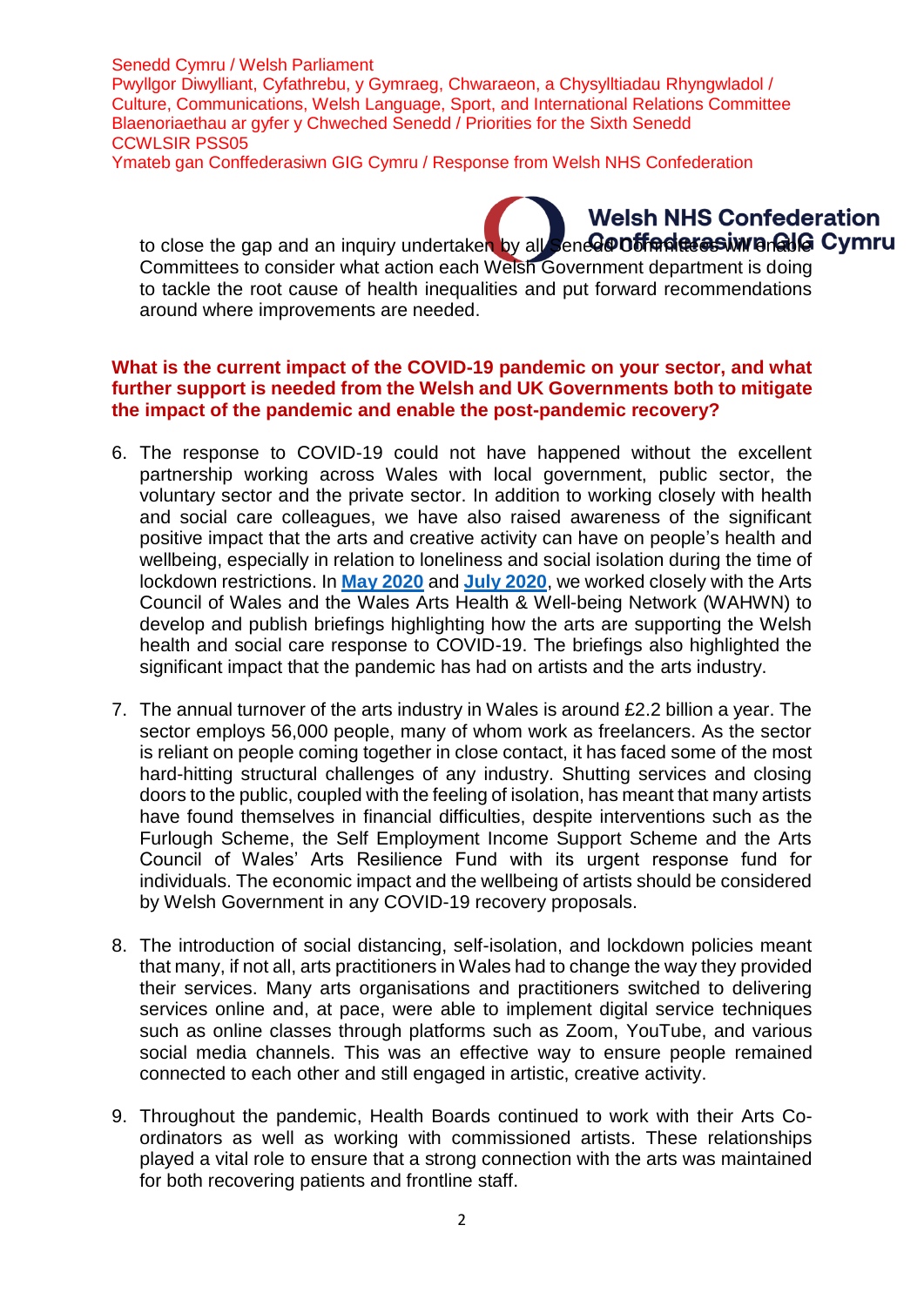to close the gap and an inquiry undertaken by all Senedd Committees will enable Committees to consider what action each Welsh Government department is doing to tackle the root cause of health inequalities and put forward recommendations around where improvements are needed.

**What is the current impact of the COVID-19 pandemic on your sector, and what further support is needed from the Welsh and UK Governments both to mitigate the impact of the pandemic and enable the post-pandemic recovery?**

6. The response to COVID-19 could not have happened without the excellent partnership working across Wales with local government, public sector, the voluntary sector and the private sector. In addition to working closely with health and social care colleagues, we have also raised awareness of the significant positive impact that the arts and creative activity can have on people's health and wellbeing, especially in relation to loneliness and social isolation during the time of lockdown restrictions. In **May 2020** and **July 2020**, we worked closely with the Arts Council of Wales and the Wales Arts Health & Well-being Network (WAHWN) to develop and publish briefings highlighting how the arts are supporting the Welsh health and social care response to COVID-19. The briefings also highlighted the significant impact that the pandemic has had on artists and the arts industry.

7. The annual turnover of the arts industry in Wales is around £2.2 billion a year. The sector employs 56,000 people, many of whom work as freelancers. As the sector is reliant on people coming together in close contact, it has faced some of the most hard-hitting structural challenges of any industry. Shutting services and closing doors to the public, coupled with the feeling of isolation, has meant that many artists have found themselves in financial difficulties, despite interventions such as the Furlough Scheme, the Self Employment Income Support Scheme and the Arts Council of Wales' Arts Resilience Fund with its urgent response fund for individuals. The economic impact and the wellbeing of artists should be considered by Welsh Government in any COVID-19 recovery proposals.

8. The introduction of social distancing, self-isolation, and lockdown policies meant that many, if not all, arts practitioners in Wales had to change the way they provided their services. Many arts organisations and practitioners switched to delivering services online and, at pace, were able to implement digital service techniques such as online classes through platforms such as Zoom, YouTube, and various social media channels. This was an effective way to ensure people remained connected to each other and still engaged in artistic, creative activity.

9. Throughout the pandemic, Health Boards continued to work with their Arts Co-ordinators as well as working with commissioned artists. These relationships played a vital role to ensure that a strong connection with the arts was maintained for both recovering patients and frontline staff.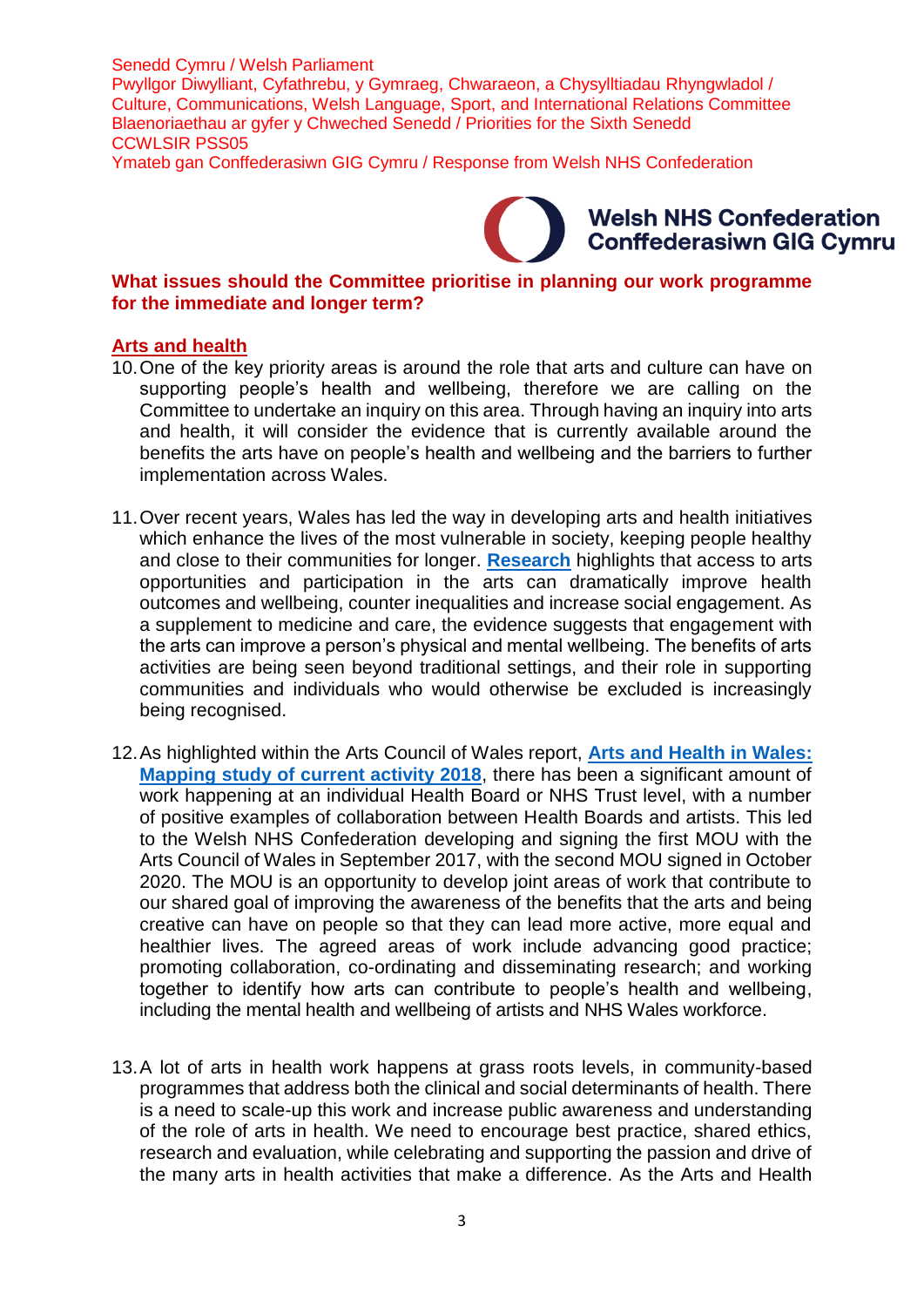Senedd Cymru / Welsh Parliament
Pwyllgor Diwylliant, Cyfathrebu, y Gymraeg, Chwaraeon, a Chysylltiadau Rhyngwladol / Culture, Communications, Welsh Language, Sport, and International Relations Committee
Blaenoriaethau ar gyfer y Chweched Senedd / Priorities for the Sixth Senedd
CCWLSIR PSS05
Ymateb gan Conffederasiwn GIG Cymru / Response from Welsh NHS Confederation

Welsh NHS Confederation
Conffederasiwn GIG Cymru

**What issues should the Committee prioritise in planning our work programme for the immediate and longer term?**

## Arts and health

10. One of the key priority areas is around the role that arts and culture can have on supporting people's health and wellbeing, therefore we are calling on the Committee to undertake an inquiry on this area. Through having an inquiry into arts and health, it will consider the evidence that is currently available around the benefits the arts have on people's health and wellbeing and the barriers to further implementation across Wales.

11. Over recent years, Wales has led the way in developing arts and health initiatives which enhance the lives of the most vulnerable in society, keeping people healthy and close to their communities for longer. **Research** highlights that access to arts opportunities and participation in the arts can dramatically improve health outcomes and wellbeing, counter inequalities and increase social engagement. As a supplement to medicine and care, the evidence suggests that engagement with the arts can improve a person's physical and mental wellbeing. The benefits of arts activities are being seen beyond traditional settings, and their role in supporting communities and individuals who would otherwise be excluded is increasingly being recognised.

12. As highlighted within the Arts Council of Wales report, **Arts and Health in Wales: Mapping study of current activity 2018**, there has been a significant amount of work happening at an individual Health Board or NHS Trust level, with a number of positive examples of collaboration between Health Boards and artists. This led to the Welsh NHS Confederation developing and signing the first MOU with the Arts Council of Wales in September 2017, with the second MOU signed in October 2020. The MOU is an opportunity to develop joint areas of work that contribute to our shared goal of improving the awareness of the benefits that the arts and being creative can have on people so that they can lead more active, more equal and healthier lives. The agreed areas of work include advancing good practice; promoting collaboration, co-ordinating and disseminating research; and working together to identify how arts can contribute to people's health and wellbeing, including the mental health and wellbeing of artists and NHS Wales workforce.

13. A lot of arts in health work happens at grass roots levels, in community-based programmes that address both the clinical and social determinants of health. There is a need to scale-up this work and increase public awareness and understanding of the role of arts in health. We need to encourage best practice, shared ethics, research and evaluation, while celebrating and supporting the passion and drive of the many arts in health activities that make a difference. As the Arts and Health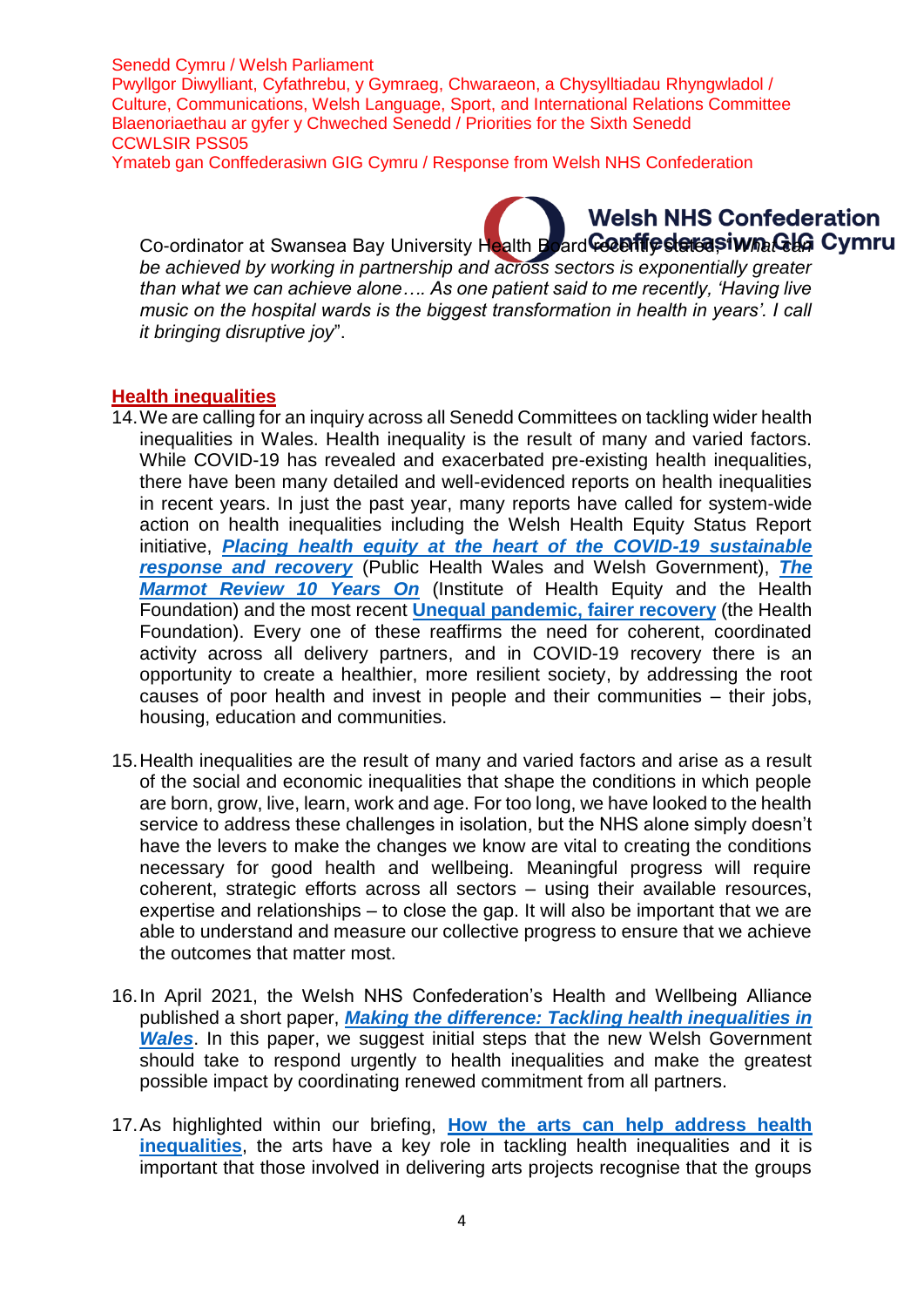Co-ordinator at Swansea Bay University Health Board recently stated, "*What can be achieved by working in partnership and across sectors is exponentially greater than what we can achieve alone…. As one patient said to me recently, 'Having live music on the hospital wards is the biggest transformation in health in years'. I call it bringing disruptive joy*".

## Health inequalities

14. We are calling for an inquiry across all Senedd Committees on tackling wider health inequalities in Wales. Health inequality is the result of many and varied factors. While COVID-19 has revealed and exacerbated pre-existing health inequalities, there have been many detailed and well-evidenced reports on health inequalities in recent years. In just the past year, many reports have called for system-wide action on health inequalities including the Welsh Health Equity Status Report initiative, ***Placing health equity at the heart of the COVID-19 sustainable response and recovery*** (Public Health Wales and Welsh Government), ***The Marmot Review 10 Years On*** (Institute of Health Equity and the Health Foundation) and the most recent **Unequal pandemic, fairer recovery** (the Health Foundation). Every one of these reaffirms the need for coherent, coordinated activity across all delivery partners, and in COVID-19 recovery there is an opportunity to create a healthier, more resilient society, by addressing the root causes of poor health and invest in people and their communities – their jobs, housing, education and communities.

15. Health inequalities are the result of many and varied factors and arise as a result of the social and economic inequalities that shape the conditions in which people are born, grow, live, learn, work and age. For too long, we have looked to the health service to address these challenges in isolation, but the NHS alone simply doesn't have the levers to make the changes we know are vital to creating the conditions necessary for good health and wellbeing. Meaningful progress will require coherent, strategic efforts across all sectors – using their available resources, expertise and relationships – to close the gap. It will also be important that we are able to understand and measure our collective progress to ensure that we achieve the outcomes that matter most.

16. In April 2021, the Welsh NHS Confederation's Health and Wellbeing Alliance published a short paper, ***Making the difference: Tackling health inequalities in Wales***. In this paper, we suggest initial steps that the new Welsh Government should take to respond urgently to health inequalities and make the greatest possible impact by coordinating renewed commitment from all partners.

17. As highlighted within our briefing, **How the arts can help address health inequalities**, the arts have a key role in tackling health inequalities and it is important that those involved in delivering arts projects recognise that the groups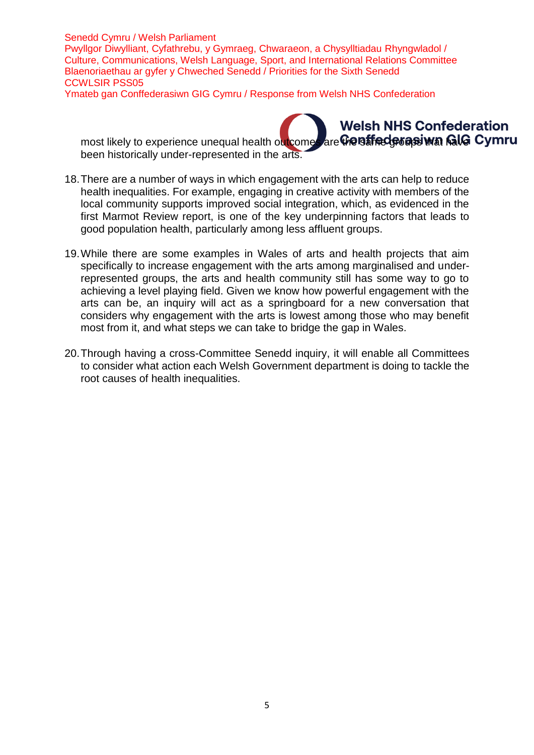most likely to experience unequal health outcomes are the same groups that have been historically under-represented in the arts.

18. There are a number of ways in which engagement with the arts can help to reduce health inequalities. For example, engaging in creative activity with members of the local community supports improved social integration, which, as evidenced in the first Marmot Review report, is one of the key underpinning factors that leads to good population health, particularly among less affluent groups.

19. While there are some examples in Wales of arts and health projects that aim specifically to increase engagement with the arts among marginalised and under-represented groups, the arts and health community still has some way to go to achieving a level playing field. Given we know how powerful engagement with the arts can be, an inquiry will act as a springboard for a new conversation that considers why engagement with the arts is lowest among those who may benefit most from it, and what steps we can take to bridge the gap in Wales.

20. Through having a cross-Committee Senedd inquiry, it will enable all Committees to consider what action each Welsh Government department is doing to tackle the root causes of health inequalities.